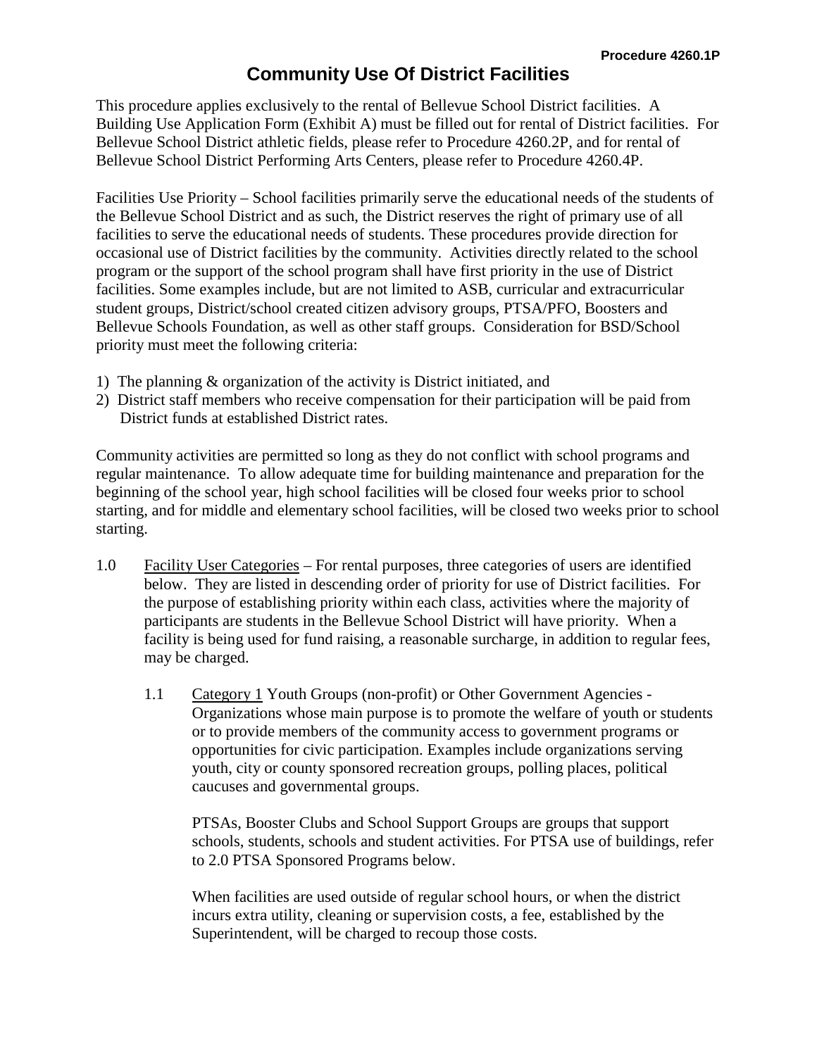Procedure 4260.1P

# Community Use Of District Facilities

This procedure applies exclusively to the rental of Bellevue School District facilities. A Building Use Application Form (Exhibit A) must be filled out for rental of District facilities. For Bellevue School District athletic fields, please refer to Procedure 4260.2P, and for rental of Bellevue School District Performing Arts Centers, please refer to Procedure 4260.4P.

Facilities Use Priority – School facilities primarily serve the educational needs of the students of the Bellevue School District and as such, the District reserves the right of primary use of all facilities to serve the educational needs of students. These procedures provide direction for occasional use of District facilities by the community. Activities directly related to the school program or the support of the school program shall have first priority in the use of District facilities. Some examples include, but are not limited to ASB, curricular and extracurricular student groups, District/school created citizen advisory groups, PTSA/PFO, Boosters and Bellevue Schools Foundation, as well as other staff groups. Consideration for BSD/School priority must meet the following criteria:

1) The planning & organization of the activity is District initiated, and
2) District staff members who receive compensation for their participation will be paid from District funds at established District rates.

Community activities are permitted so long as they do not conflict with school programs and regular maintenance. To allow adequate time for building maintenance and preparation for the beginning of the school year, high school facilities will be closed four weeks prior to school starting, and for middle and elementary school facilities, will be closed two weeks prior to school starting.

1.0 Facility User Categories – For rental purposes, three categories of users are identified below. They are listed in descending order of priority for use of District facilities. For the purpose of establishing priority within each class, activities where the majority of participants are students in the Bellevue School District will have priority. When a facility is being used for fund raising, a reasonable surcharge, in addition to regular fees, may be charged.

  1.1 Category 1 Youth Groups (non-profit) or Other Government Agencies - Organizations whose main purpose is to promote the welfare of youth or students or to provide members of the community access to government programs or opportunities for civic participation. Examples include organizations serving youth, city or county sponsored recreation groups, polling places, political caucuses and governmental groups.

  PTSAs, Booster Clubs and School Support Groups are groups that support schools, students, schools and student activities. For PTSA use of buildings, refer to 2.0 PTSA Sponsored Programs below.

  When facilities are used outside of regular school hours, or when the district incurs extra utility, cleaning or supervision costs, a fee, established by the Superintendent, will be charged to recoup those costs.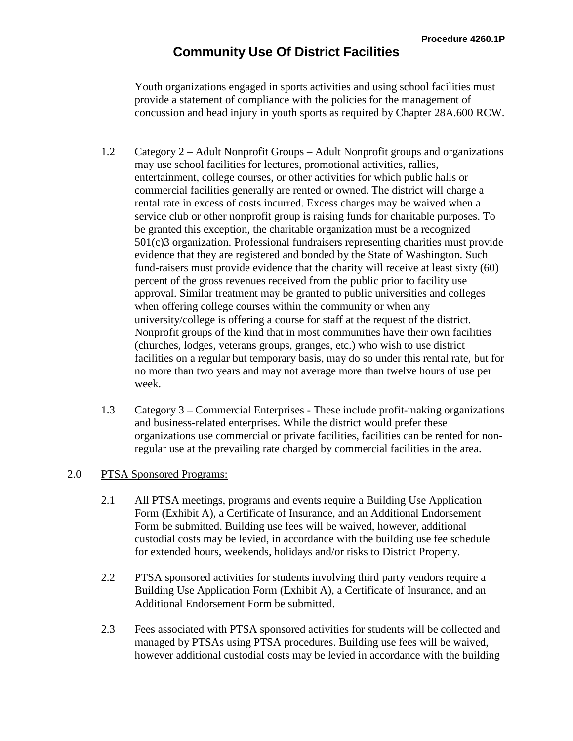Youth organizations engaged in sports activities and using school facilities must provide a statement of compliance with the policies for the management of concussion and head injury in youth sports as required by Chapter 28A.600 RCW.

1.2 Category 2 – Adult Nonprofit Groups – Adult Nonprofit groups and organizations may use school facilities for lectures, promotional activities, rallies, entertainment, college courses, or other activities for which public halls or commercial facilities generally are rented or owned. The district will charge a rental rate in excess of costs incurred. Excess charges may be waived when a service club or other nonprofit group is raising funds for charitable purposes. To be granted this exception, the charitable organization must be a recognized 501(c)3 organization. Professional fundraisers representing charities must provide evidence that they are registered and bonded by the State of Washington. Such fund-raisers must provide evidence that the charity will receive at least sixty (60) percent of the gross revenues received from the public prior to facility use approval. Similar treatment may be granted to public universities and colleges when offering college courses within the community or when any university/college is offering a course for staff at the request of the district. Nonprofit groups of the kind that in most communities have their own facilities (churches, lodges, veterans groups, granges, etc.) who wish to use district facilities on a regular but temporary basis, may do so under this rental rate, but for no more than two years and may not average more than twelve hours of use per week.

1.3 Category 3 – Commercial Enterprises - These include profit-making organizations and business-related enterprises. While the district would prefer these organizations use commercial or private facilities, facilities can be rented for non-regular use at the prevailing rate charged by commercial facilities in the area.

2.0 PTSA Sponsored Programs:

2.1 All PTSA meetings, programs and events require a Building Use Application Form (Exhibit A), a Certificate of Insurance, and an Additional Endorsement Form be submitted. Building use fees will be waived, however, additional custodial costs may be levied, in accordance with the building use fee schedule for extended hours, weekends, holidays and/or risks to District Property.

2.2 PTSA sponsored activities for students involving third party vendors require a Building Use Application Form (Exhibit A), a Certificate of Insurance, and an Additional Endorsement Form be submitted.

2.3 Fees associated with PTSA sponsored activities for students will be collected and managed by PTSAs using PTSA procedures. Building use fees will be waived, however additional custodial costs may be levied in accordance with the building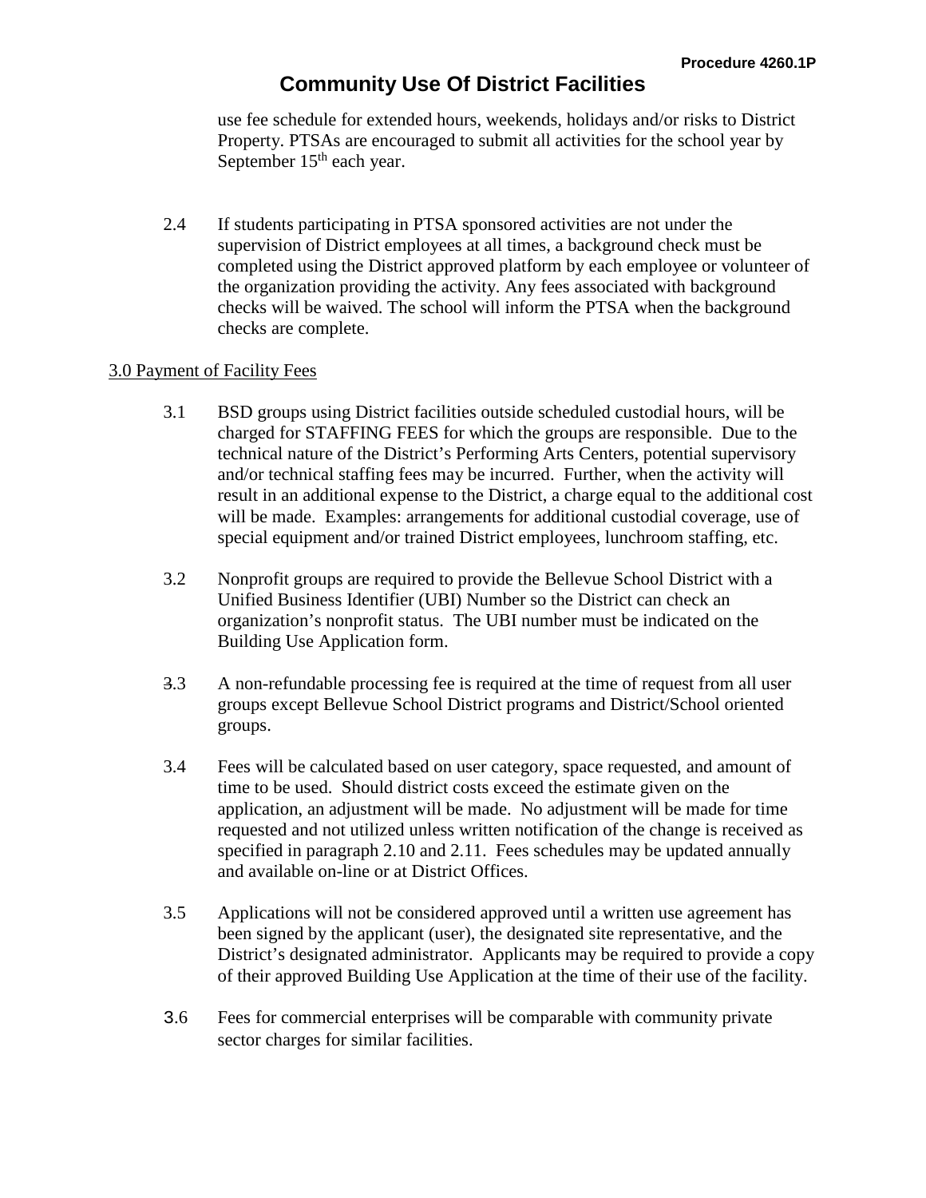use fee schedule for extended hours, weekends, holidays and/or risks to District Property. PTSAs are encouraged to submit all activities for the school year by September 15th each year.

2.4 If students participating in PTSA sponsored activities are not under the supervision of District employees at all times, a background check must be completed using the District approved platform by each employee or volunteer of the organization providing the activity. Any fees associated with background checks will be waived. The school will inform the PTSA when the background checks are complete.

<u>3.0 Payment of Facility Fees</u>

3.1 BSD groups using District facilities outside scheduled custodial hours, will be charged for STAFFING FEES for which the groups are responsible. Due to the technical nature of the District's Performing Arts Centers, potential supervisory and/or technical staffing fees may be incurred. Further, when the activity will result in an additional expense to the District, a charge equal to the additional cost will be made. Examples: arrangements for additional custodial coverage, use of special equipment and/or trained District employees, lunchroom staffing, etc.

3.2 Nonprofit groups are required to provide the Bellevue School District with a Unified Business Identifier (UBI) Number so the District can check an organization's nonprofit status. The UBI number must be indicated on the Building Use Application form.

3.3 A non-refundable processing fee is required at the time of request from all user groups except Bellevue School District programs and District/School oriented groups.

3.4 Fees will be calculated based on user category, space requested, and amount of time to be used. Should district costs exceed the estimate given on the application, an adjustment will be made. No adjustment will be made for time requested and not utilized unless written notification of the change is received as specified in paragraph 2.10 and 2.11. Fees schedules may be updated annually and available on-line or at District Offices.

3.5 Applications will not be considered approved until a written use agreement has been signed by the applicant (user), the designated site representative, and the District's designated administrator. Applicants may be required to provide a copy of their approved Building Use Application at the time of their use of the facility.

3.6 Fees for commercial enterprises will be comparable with community private sector charges for similar facilities.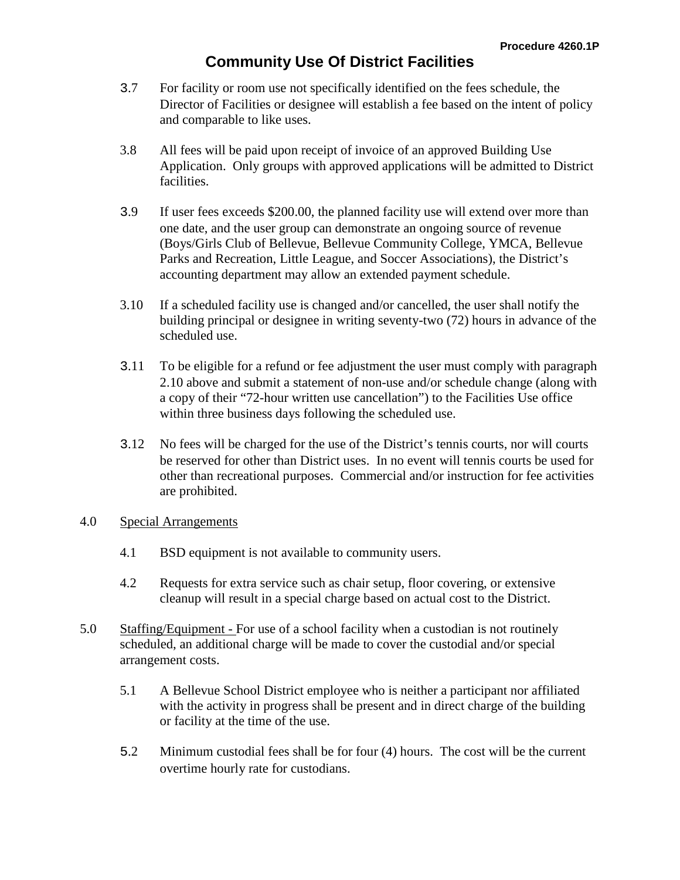# Community Use Of District Facilities

3.7 For facility or room use not specifically identified on the fees schedule, the Director of Facilities or designee will establish a fee based on the intent of policy and comparable to like uses.

3.8 All fees will be paid upon receipt of invoice of an approved Building Use Application. Only groups with approved applications will be admitted to District facilities.

3.9 If user fees exceeds $200.00, the planned facility use will extend over more than one date, and the user group can demonstrate an ongoing source of revenue (Boys/Girls Club of Bellevue, Bellevue Community College, YMCA, Bellevue Parks and Recreation, Little League, and Soccer Associations), the District's accounting department may allow an extended payment schedule.

3.10 If a scheduled facility use is changed and/or cancelled, the user shall notify the building principal or designee in writing seventy-two (72) hours in advance of the scheduled use.

3.11 To be eligible for a refund or fee adjustment the user must comply with paragraph 2.10 above and submit a statement of non-use and/or schedule change (along with a copy of their "72-hour written use cancellation") to the Facilities Use office within three business days following the scheduled use.

3.12 No fees will be charged for the use of the District's tennis courts, nor will courts be reserved for other than District uses. In no event will tennis courts be used for other than recreational purposes. Commercial and/or instruction for fee activities are prohibited.

4.0 Special Arrangements

4.1 BSD equipment is not available to community users.

4.2 Requests for extra service such as chair setup, floor covering, or extensive cleanup will result in a special charge based on actual cost to the District.

5.0 Staffing/Equipment - For use of a school facility when a custodian is not routinely scheduled, an additional charge will be made to cover the custodial and/or special arrangement costs.

5.1 A Bellevue School District employee who is neither a participant nor affiliated with the activity in progress shall be present and in direct charge of the building or facility at the time of the use.

5.2 Minimum custodial fees shall be for four (4) hours. The cost will be the current overtime hourly rate for custodians.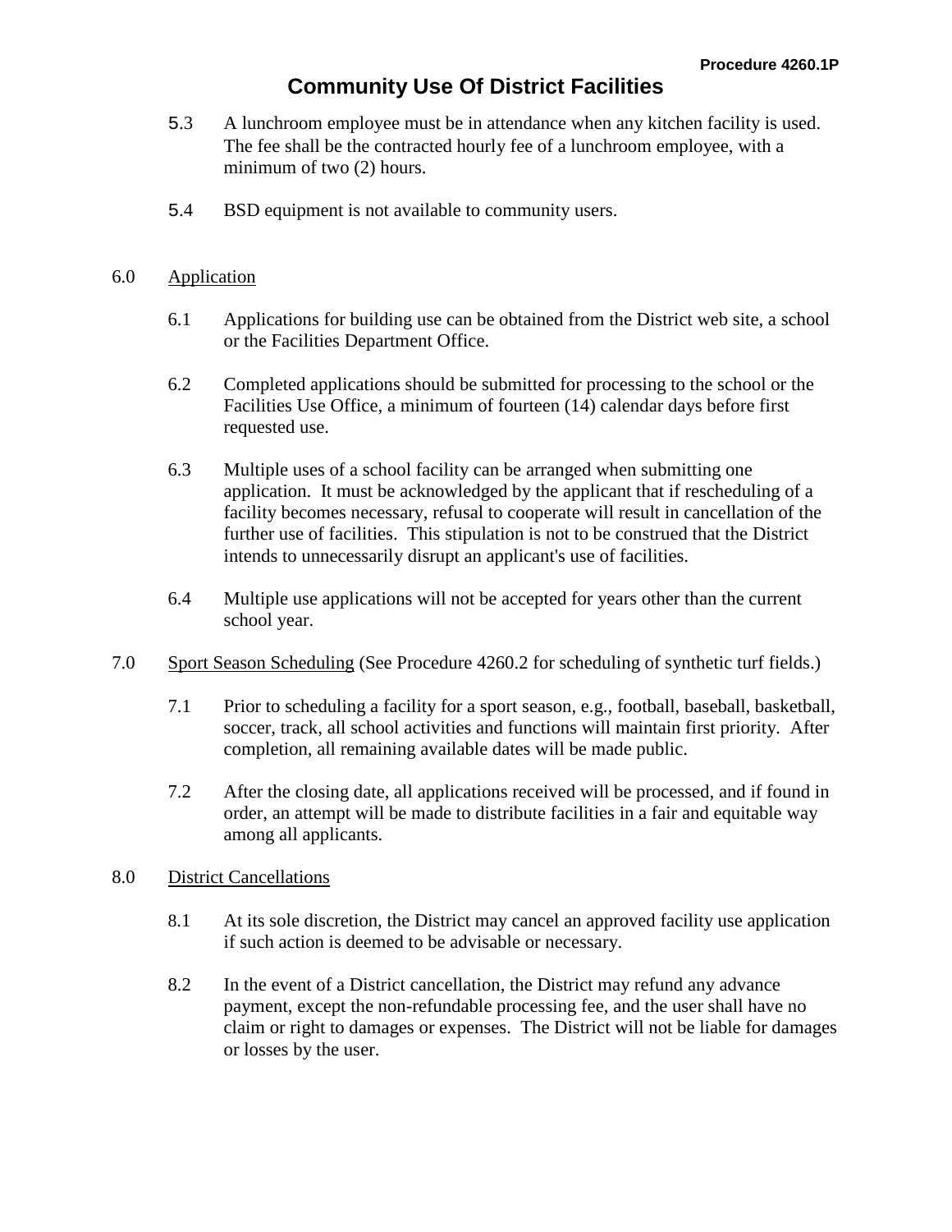# Community Use Of District Facilities

5.3 A lunchroom employee must be in attendance when any kitchen facility is used. The fee shall be the contracted hourly fee of a lunchroom employee, with a minimum of two (2) hours.

5.4 BSD equipment is not available to community users.

6.0 Application

6.1 Applications for building use can be obtained from the District web site, a school or the Facilities Department Office.

6.2 Completed applications should be submitted for processing to the school or the Facilities Use Office, a minimum of fourteen (14) calendar days before first requested use.

6.3 Multiple uses of a school facility can be arranged when submitting one application. It must be acknowledged by the applicant that if rescheduling of a facility becomes necessary, refusal to cooperate will result in cancellation of the further use of facilities. This stipulation is not to be construed that the District intends to unnecessarily disrupt an applicant's use of facilities.

6.4 Multiple use applications will not be accepted for years other than the current school year.

7.0 Sport Season Scheduling (See Procedure 4260.2 for scheduling of synthetic turf fields.)

7.1 Prior to scheduling a facility for a sport season, e.g., football, baseball, basketball, soccer, track, all school activities and functions will maintain first priority. After completion, all remaining available dates will be made public.

7.2 After the closing date, all applications received will be processed, and if found in order, an attempt will be made to distribute facilities in a fair and equitable way among all applicants.

8.0 District Cancellations

8.1 At its sole discretion, the District may cancel an approved facility use application if such action is deemed to be advisable or necessary.

8.2 In the event of a District cancellation, the District may refund any advance payment, except the non-refundable processing fee, and the user shall have no claim or right to damages or expenses. The District will not be liable for damages or losses by the user.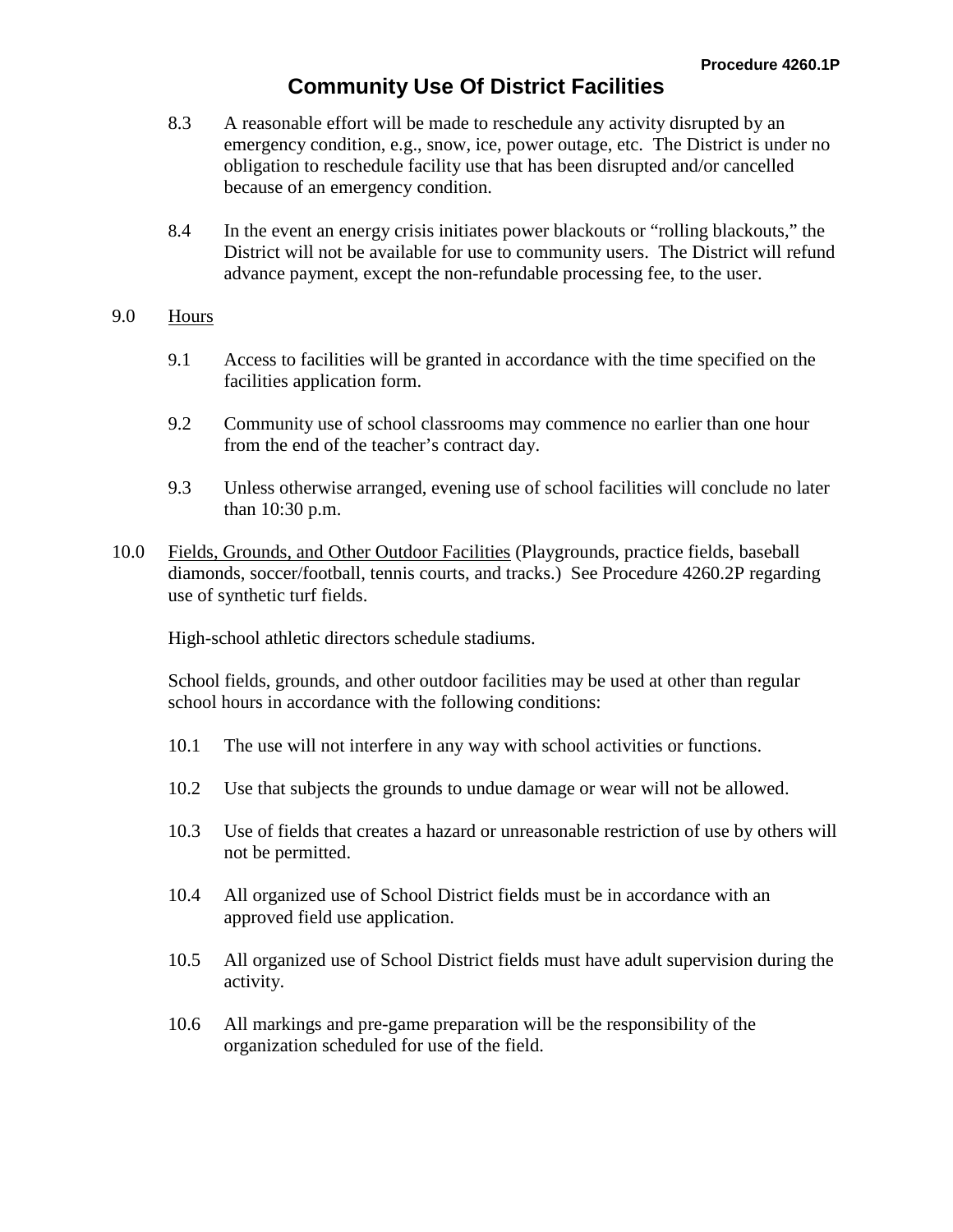8.3 A reasonable effort will be made to reschedule any activity disrupted by an emergency condition, e.g., snow, ice, power outage, etc. The District is under no obligation to reschedule facility use that has been disrupted and/or cancelled because of an emergency condition.

8.4 In the event an energy crisis initiates power blackouts or "rolling blackouts," the District will not be available for use to community users. The District will refund advance payment, except the non-refundable processing fee, to the user.

9.0 <u>Hours</u>

9.1 Access to facilities will be granted in accordance with the time specified on the facilities application form.

9.2 Community use of school classrooms may commence no earlier than one hour from the end of the teacher's contract day.

9.3 Unless otherwise arranged, evening use of school facilities will conclude no later than 10:30 p.m.

10.0 <u>Fields, Grounds, and Other Outdoor Facilities</u> (Playgrounds, practice fields, baseball diamonds, soccer/football, tennis courts, and tracks.) See Procedure 4260.2P regarding use of synthetic turf fields.

High-school athletic directors schedule stadiums.

School fields, grounds, and other outdoor facilities may be used at other than regular school hours in accordance with the following conditions:

10.1 The use will not interfere in any way with school activities or functions.

10.2 Use that subjects the grounds to undue damage or wear will not be allowed.

10.3 Use of fields that creates a hazard or unreasonable restriction of use by others will not be permitted.

10.4 All organized use of School District fields must be in accordance with an approved field use application.

10.5 All organized use of School District fields must have adult supervision during the activity.

10.6 All markings and pre-game preparation will be the responsibility of the organization scheduled for use of the field.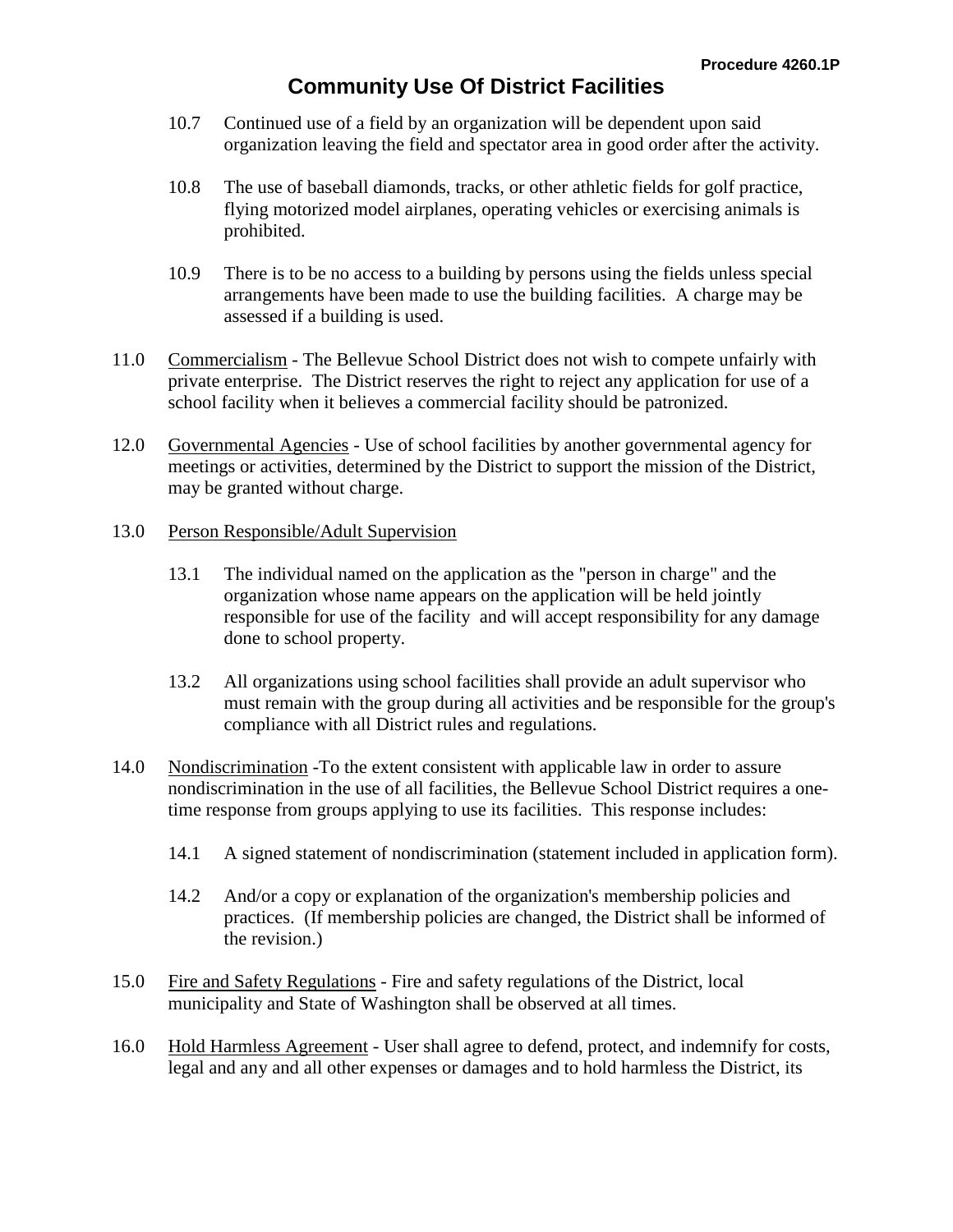10.7 Continued use of a field by an organization will be dependent upon said organization leaving the field and spectator area in good order after the activity.

10.8 The use of baseball diamonds, tracks, or other athletic fields for golf practice, flying motorized model airplanes, operating vehicles or exercising animals is prohibited.

10.9 There is to be no access to a building by persons using the fields unless special arrangements have been made to use the building facilities. A charge may be assessed if a building is used.

11.0 Commercialism - The Bellevue School District does not wish to compete unfairly with private enterprise. The District reserves the right to reject any application for use of a school facility when it believes a commercial facility should be patronized.

12.0 Governmental Agencies - Use of school facilities by another governmental agency for meetings or activities, determined by the District to support the mission of the District, may be granted without charge.

13.0 Person Responsible/Adult Supervision

13.1 The individual named on the application as the "person in charge" and the organization whose name appears on the application will be held jointly responsible for use of the facility and will accept responsibility for any damage done to school property.

13.2 All organizations using school facilities shall provide an adult supervisor who must remain with the group during all activities and be responsible for the group's compliance with all District rules and regulations.

14.0 Nondiscrimination -To the extent consistent with applicable law in order to assure nondiscrimination in the use of all facilities, the Bellevue School District requires a one-time response from groups applying to use its facilities. This response includes:

14.1 A signed statement of nondiscrimination (statement included in application form).

14.2 And/or a copy or explanation of the organization's membership policies and practices. (If membership policies are changed, the District shall be informed of the revision.)

15.0 Fire and Safety Regulations - Fire and safety regulations of the District, local municipality and State of Washington shall be observed at all times.

16.0 Hold Harmless Agreement - User shall agree to defend, protect, and indemnify for costs, legal and any and all other expenses or damages and to hold harmless the District, its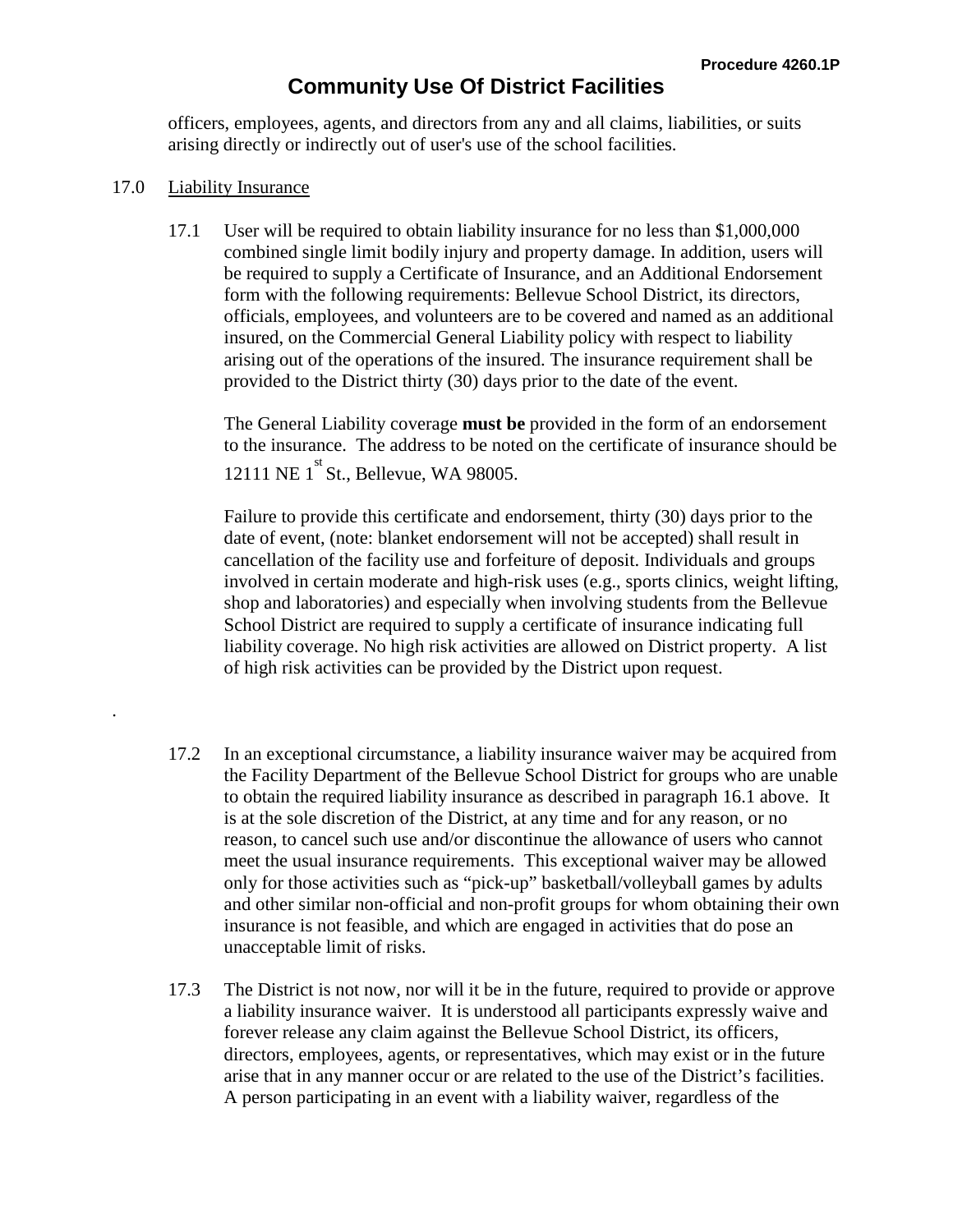officers, employees, agents, and directors from any and all claims, liabilities, or suits arising directly or indirectly out of user's use of the school facilities.

17.0 Liability Insurance

17.1 User will be required to obtain liability insurance for no less than $1,000,000 combined single limit bodily injury and property damage. In addition, users will be required to supply a Certificate of Insurance, and an Additional Endorsement form with the following requirements: Bellevue School District, its directors, officials, employees, and volunteers are to be covered and named as an additional insured, on the Commercial General Liability policy with respect to liability arising out of the operations of the insured. The insurance requirement shall be provided to the District thirty (30) days prior to the date of the event.

The General Liability coverage **must be** provided in the form of an endorsement to the insurance. The address to be noted on the certificate of insurance should be 12111 NE 1st St., Bellevue, WA 98005.

Failure to provide this certificate and endorsement, thirty (30) days prior to the date of event, (note: blanket endorsement will not be accepted) shall result in cancellation of the facility use and forfeiture of deposit. Individuals and groups involved in certain moderate and high-risk uses (e.g., sports clinics, weight lifting, shop and laboratories) and especially when involving students from the Bellevue School District are required to supply a certificate of insurance indicating full liability coverage. No high risk activities are allowed on District property. A list of high risk activities can be provided by the District upon request.

17.2 In an exceptional circumstance, a liability insurance waiver may be acquired from the Facility Department of the Bellevue School District for groups who are unable to obtain the required liability insurance as described in paragraph 16.1 above. It is at the sole discretion of the District, at any time and for any reason, or no reason, to cancel such use and/or discontinue the allowance of users who cannot meet the usual insurance requirements. This exceptional waiver may be allowed only for those activities such as "pick-up" basketball/volleyball games by adults and other similar non-official and non-profit groups for whom obtaining their own insurance is not feasible, and which are engaged in activities that do pose an unacceptable limit of risks.

17.3 The District is not now, nor will it be in the future, required to provide or approve a liability insurance waiver. It is understood all participants expressly waive and forever release any claim against the Bellevue School District, its officers, directors, employees, agents, or representatives, which may exist or in the future arise that in any manner occur or are related to the use of the District's facilities. A person participating in an event with a liability waiver, regardless of the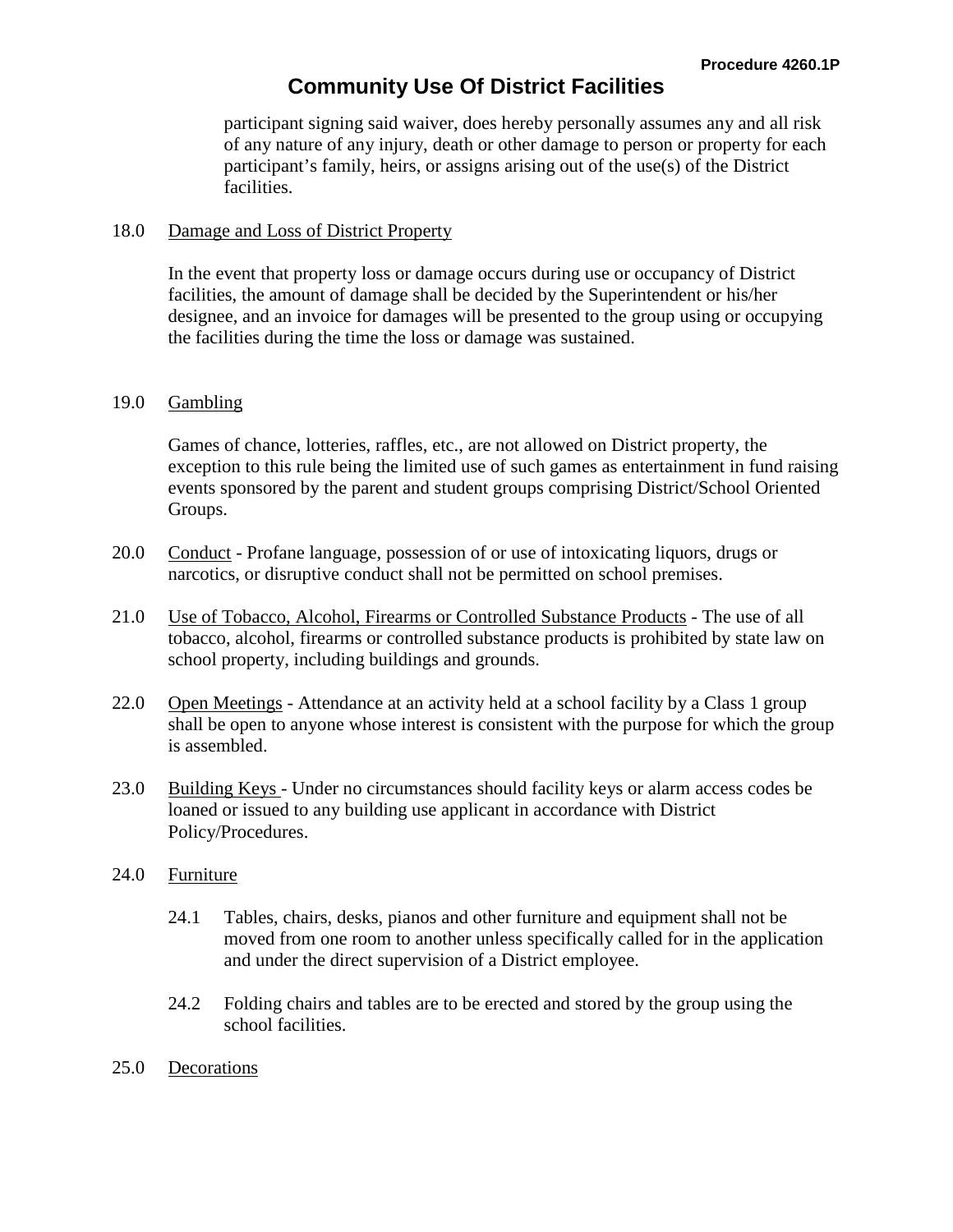participant signing said waiver, does hereby personally assumes any and all risk of any nature of any injury, death or other damage to person or property for each participant's family, heirs, or assigns arising out of the use(s) of the District facilities.

18.0 Damage and Loss of District Property

In the event that property loss or damage occurs during use or occupancy of District facilities, the amount of damage shall be decided by the Superintendent or his/her designee, and an invoice for damages will be presented to the group using or occupying the facilities during the time the loss or damage was sustained.

19.0 Gambling

Games of chance, lotteries, raffles, etc., are not allowed on District property, the exception to this rule being the limited use of such games as entertainment in fund raising events sponsored by the parent and student groups comprising District/School Oriented Groups.

20.0 Conduct - Profane language, possession of or use of intoxicating liquors, drugs or narcotics, or disruptive conduct shall not be permitted on school premises.

21.0 Use of Tobacco, Alcohol, Firearms or Controlled Substance Products - The use of all tobacco, alcohol, firearms or controlled substance products is prohibited by state law on school property, including buildings and grounds.

22.0 Open Meetings - Attendance at an activity held at a school facility by a Class 1 group shall be open to anyone whose interest is consistent with the purpose for which the group is assembled.

23.0 Building Keys - Under no circumstances should facility keys or alarm access codes be loaned or issued to any building use applicant in accordance with District Policy/Procedures.

24.0 Furniture

24.1 Tables, chairs, desks, pianos and other furniture and equipment shall not be moved from one room to another unless specifically called for in the application and under the direct supervision of a District employee.

24.2 Folding chairs and tables are to be erected and stored by the group using the school facilities.

25.0 Decorations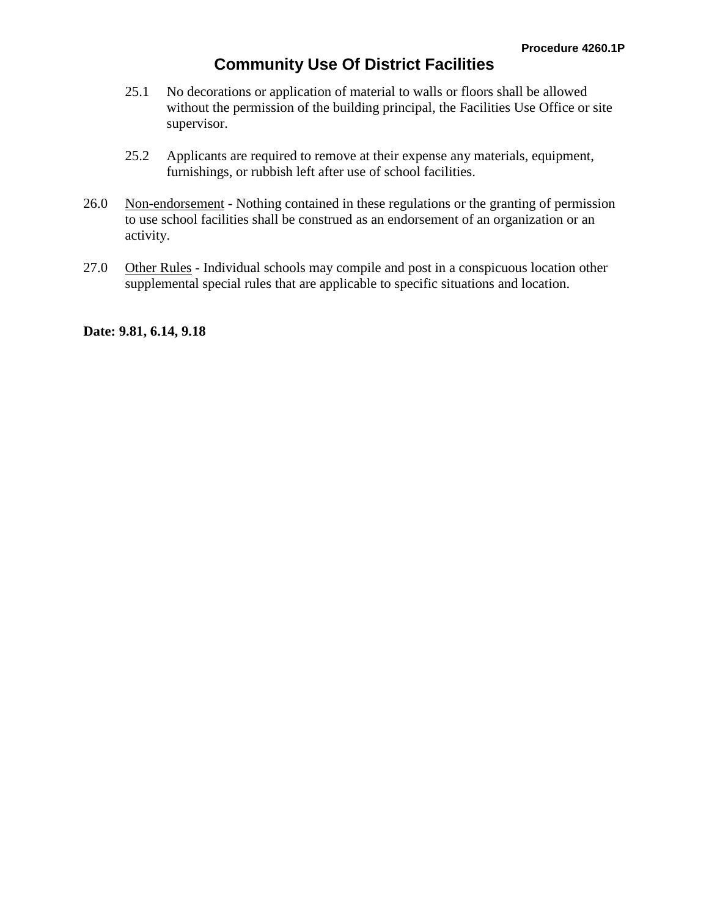25.1 No decorations or application of material to walls or floors shall be allowed without the permission of the building principal, the Facilities Use Office or site supervisor.

25.2 Applicants are required to remove at their expense any materials, equipment, furnishings, or rubbish left after use of school facilities.

26.0 Non-endorsement - Nothing contained in these regulations or the granting of permission to use school facilities shall be construed as an endorsement of an organization or an activity.

27.0 Other Rules - Individual schools may compile and post in a conspicuous location other supplemental special rules that are applicable to specific situations and location.

**Date: 9.81, 6.14, 9.18**